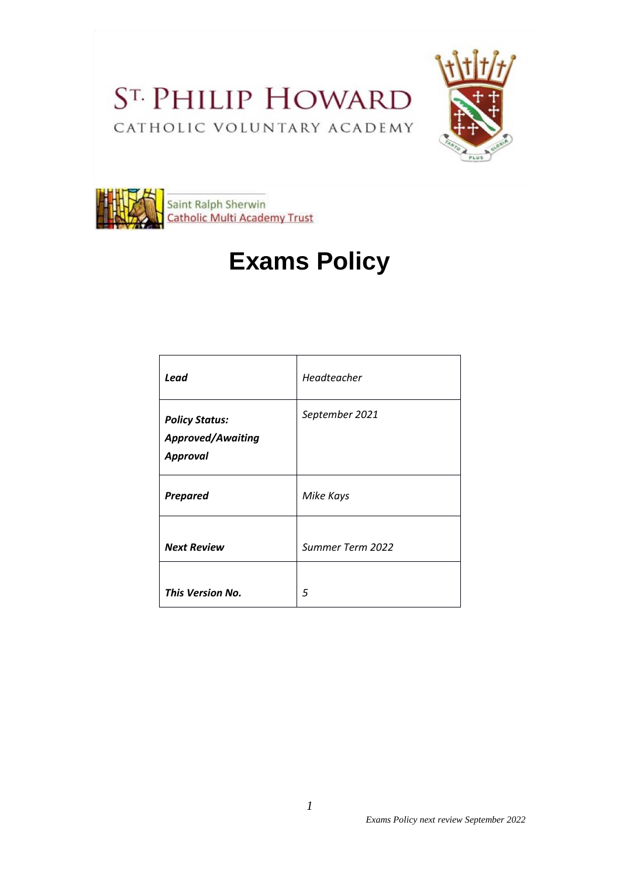ST. PHILIP HOWARD

CATHOLIC VOLUNTARY ACADEMY

Saint Ralph Sherwin
Catholic Multi Academy Trust

# Exams Policy

| | |
|---|---|
| ***Lead*** | *Headteacher* |
| ***Policy Status: Approved/Awaiting Approval*** | *September 2021* |
| ***Prepared*** | *Mike Kays* |
| ***Next Review*** | *Summer Term 2022* |
| ***This Version No.*** | *5* |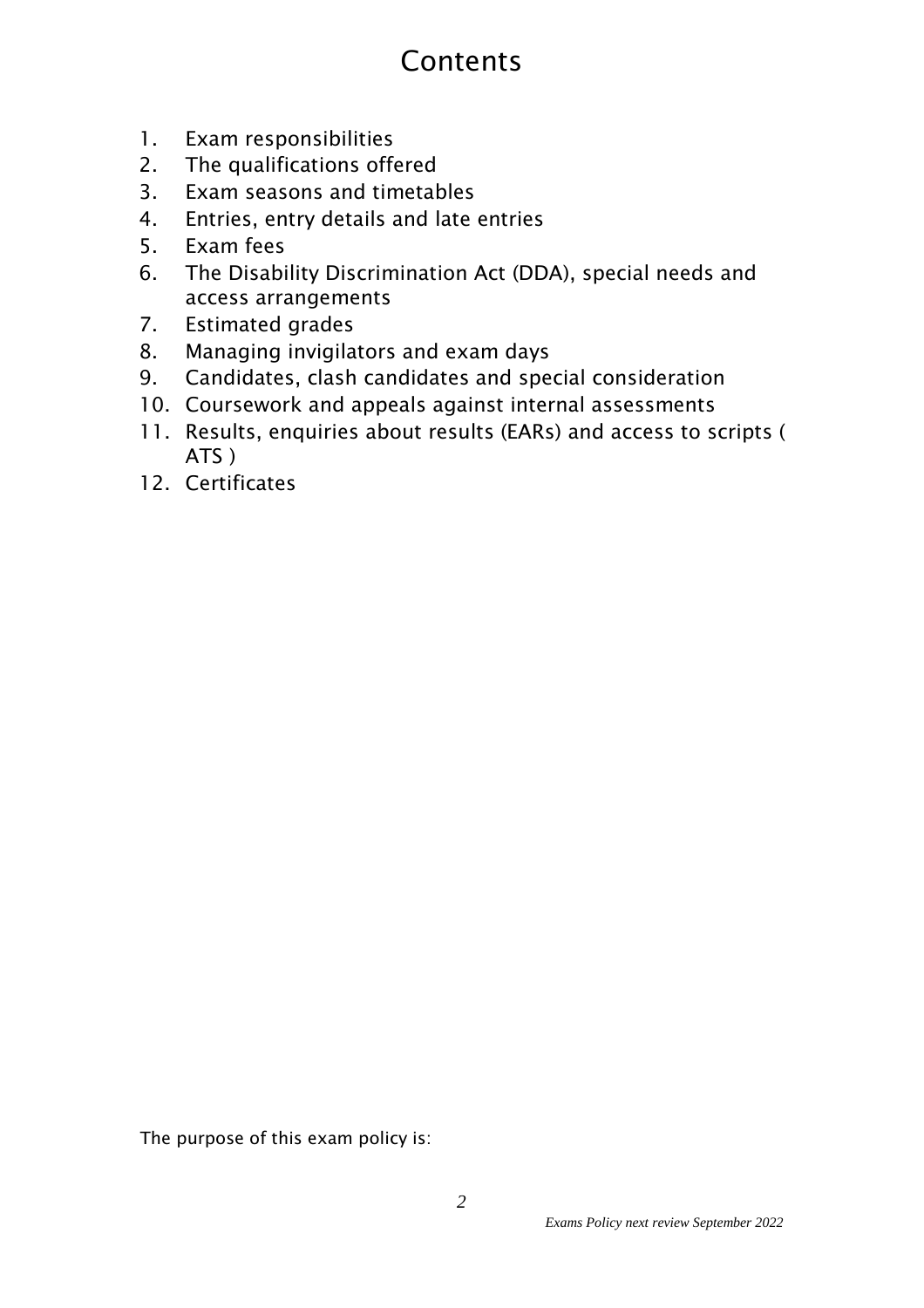# Contents

1. Exam responsibilities
2. The qualifications offered
3. Exam seasons and timetables
4. Entries, entry details and late entries
5. Exam fees
6. The Disability Discrimination Act (DDA), special needs and access arrangements
7. Estimated grades
8. Managing invigilators and exam days
9. Candidates, clash candidates and special consideration
10. Coursework and appeals against internal assessments
11. Results, enquiries about results (EARs) and access to scripts ( ATS )
12. Certificates

The purpose of this exam policy is: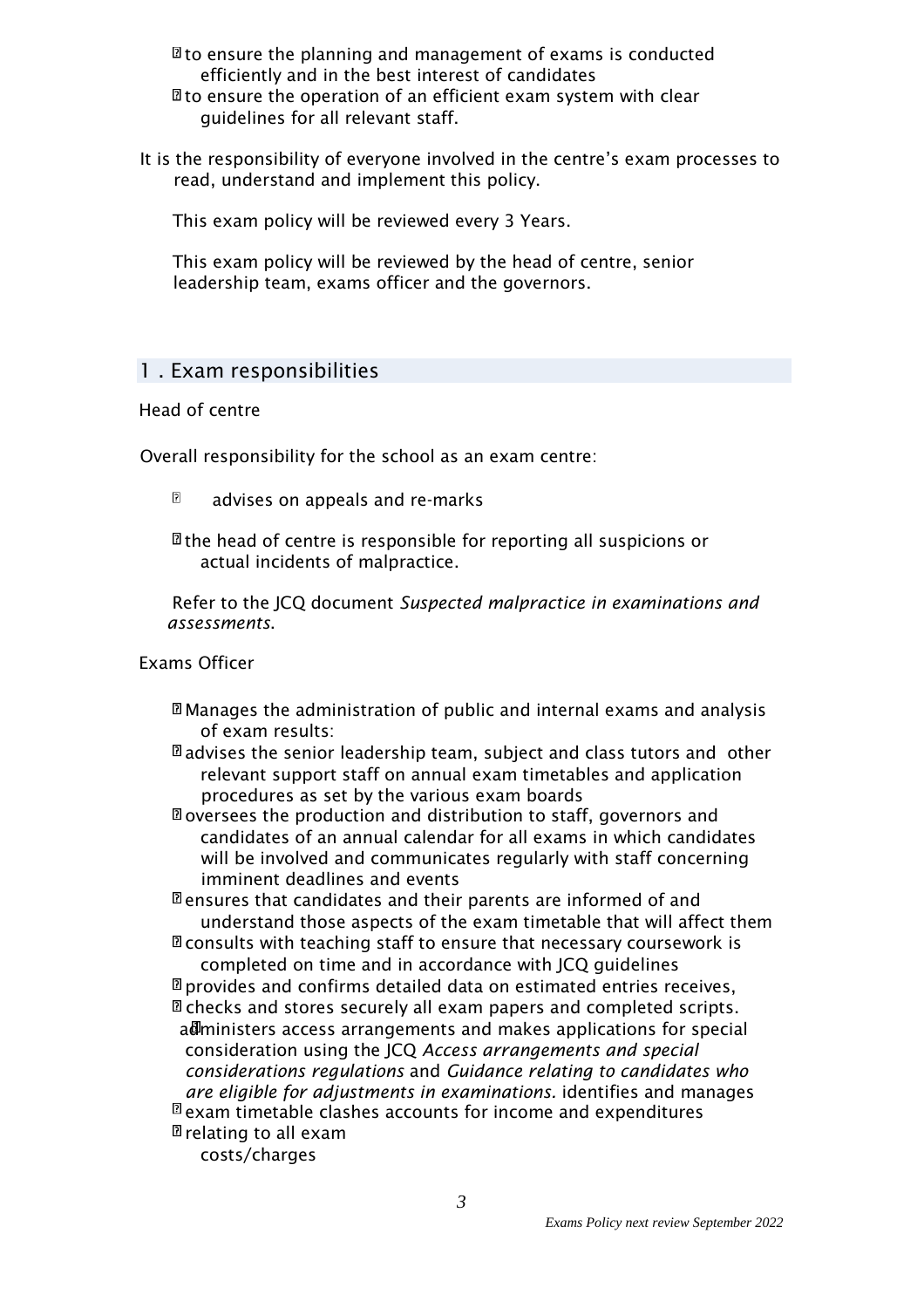- to ensure the planning and management of exams is conducted efficiently and in the best interest of candidates
- to ensure the operation of an efficient exam system with clear guidelines for all relevant staff.

It is the responsibility of everyone involved in the centre's exam processes to read, understand and implement this policy.

This exam policy will be reviewed every 3 Years.

This exam policy will be reviewed by the head of centre, senior leadership team, exams officer and the governors.

## 1 . Exam responsibilities

Head of centre

Overall responsibility for the school as an exam centre:

- advises on appeals and re-marks
- the head of centre is responsible for reporting all suspicions or actual incidents of malpractice.

Refer to the JCQ document *Suspected malpractice in examinations and assessments*.

Exams Officer

- Manages the administration of public and internal exams and analysis of exam results:
- advises the senior leadership team, subject and class tutors and other relevant support staff on annual exam timetables and application procedures as set by the various exam boards
- oversees the production and distribution to staff, governors and candidates of an annual calendar for all exams in which candidates will be involved and communicates regularly with staff concerning imminent deadlines and events
- ensures that candidates and their parents are informed of and understand those aspects of the exam timetable that will affect them
- consults with teaching staff to ensure that necessary coursework is completed on time and in accordance with JCQ guidelines
- provides and confirms detailed data on estimated entries receives,
- checks and stores securely all exam papers and completed scripts.
- administers access arrangements and makes applications for special consideration using the JCQ *Access arrangements and special considerations regulations* and *Guidance relating to candidates who are eligible for adjustments in examinations.* identifies and manages
- exam timetable clashes accounts for income and expenditures
- relating to all exam costs/charges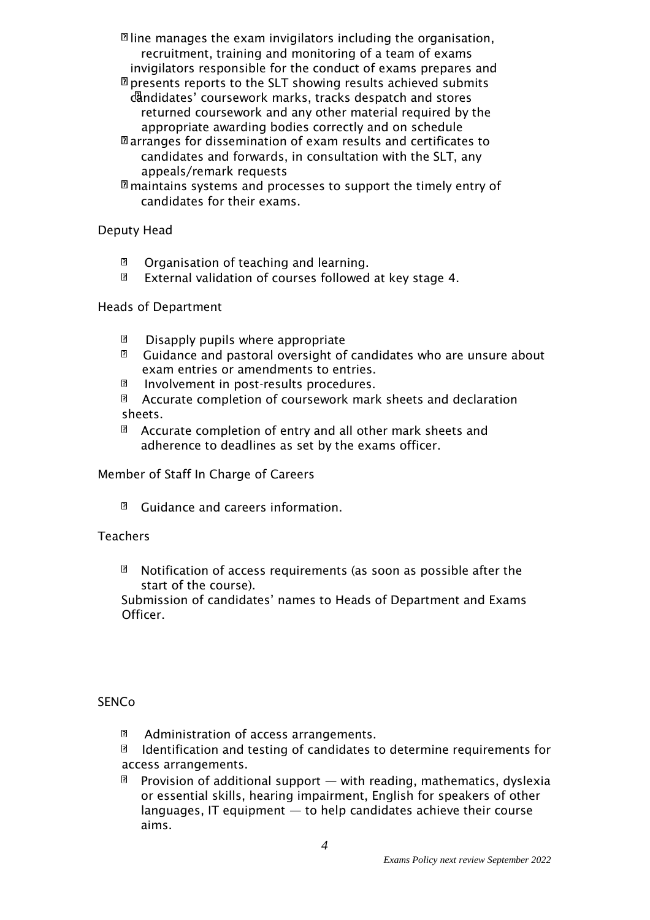- line manages the exam invigilators including the organisation, recruitment, training and monitoring of a team of exams invigilators responsible for the conduct of exams
- prepares and presents reports to the SLT showing results achieved
- submits candidates' coursework marks, tracks despatch and stores returned coursework and any other material required by the appropriate awarding bodies correctly and on schedule
- arranges for dissemination of exam results and certificates to candidates and forwards, in consultation with the SLT, any appeals/remark requests
- maintains systems and processes to support the timely entry of candidates for their exams.

Deputy Head

- Organisation of teaching and learning.
- External validation of courses followed at key stage 4.

Heads of Department

- Disapply pupils where appropriate
- Guidance and pastoral oversight of candidates who are unsure about exam entries or amendments to entries.
- Involvement in post-results procedures.
- Accurate completion of coursework mark sheets and declaration sheets.
- Accurate completion of entry and all other mark sheets and adherence to deadlines as set by the exams officer.

Member of Staff In Charge of Careers

- Guidance and careers information.

Teachers

- Notification of access requirements (as soon as possible after the start of the course).

Submission of candidates' names to Heads of Department and Exams Officer.

SENCo

- Administration of access arrangements.
- Identification and testing of candidates to determine requirements for access arrangements.
- Provision of additional support — with reading, mathematics, dyslexia or essential skills, hearing impairment, English for speakers of other languages, IT equipment — to help candidates achieve their course aims.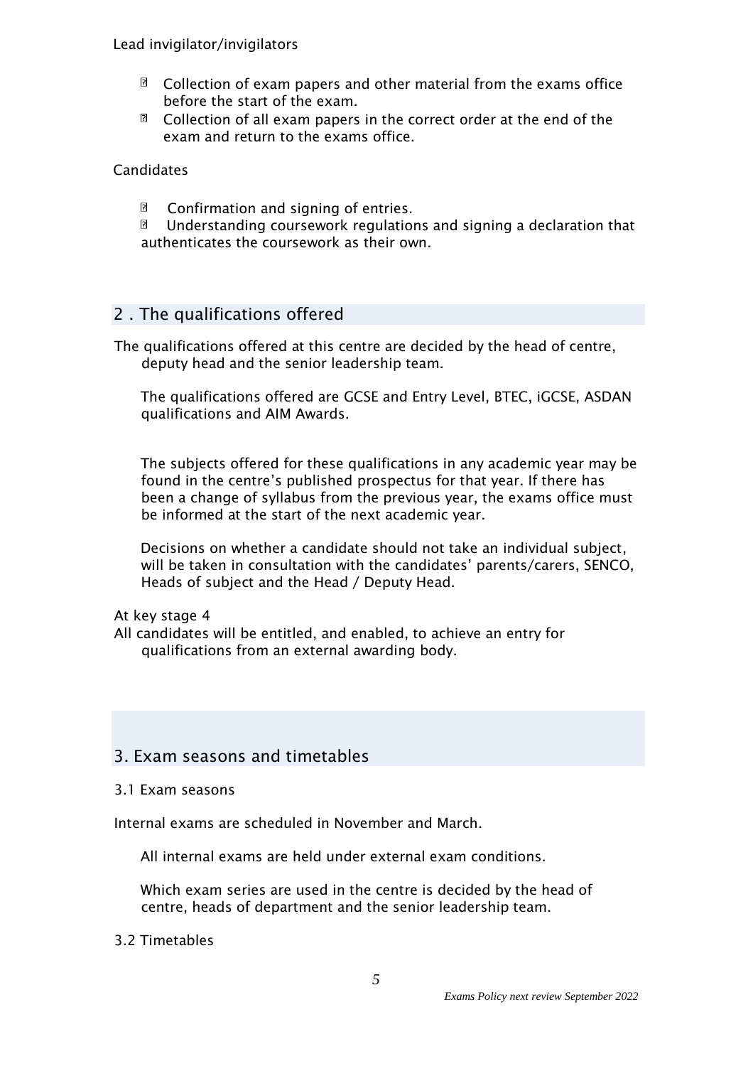Lead invigilator/invigilators

- Collection of exam papers and other material from the exams office before the start of the exam.
- Collection of all exam papers in the correct order at the end of the exam and return to the exams office.

Candidates

- Confirmation and signing of entries.
- Understanding coursework regulations and signing a declaration that authenticates the coursework as their own.

## 2 . The qualifications offered

The qualifications offered at this centre are decided by the head of centre, deputy head and the senior leadership team.

The qualifications offered are GCSE and Entry Level, BTEC, iGCSE, ASDAN qualifications and AIM Awards.

The subjects offered for these qualifications in any academic year may be found in the centre's published prospectus for that year. If there has been a change of syllabus from the previous year, the exams office must be informed at the start of the next academic year.

Decisions on whether a candidate should not take an individual subject, will be taken in consultation with the candidates' parents/carers, SENCO, Heads of subject and the Head / Deputy Head.

At key stage 4

All candidates will be entitled, and enabled, to achieve an entry for qualifications from an external awarding body.

## 3. Exam seasons and timetables

3.1 Exam seasons

Internal exams are scheduled in November and March.

All internal exams are held under external exam conditions.

Which exam series are used in the centre is decided by the head of centre, heads of department and the senior leadership team.

3.2 Timetables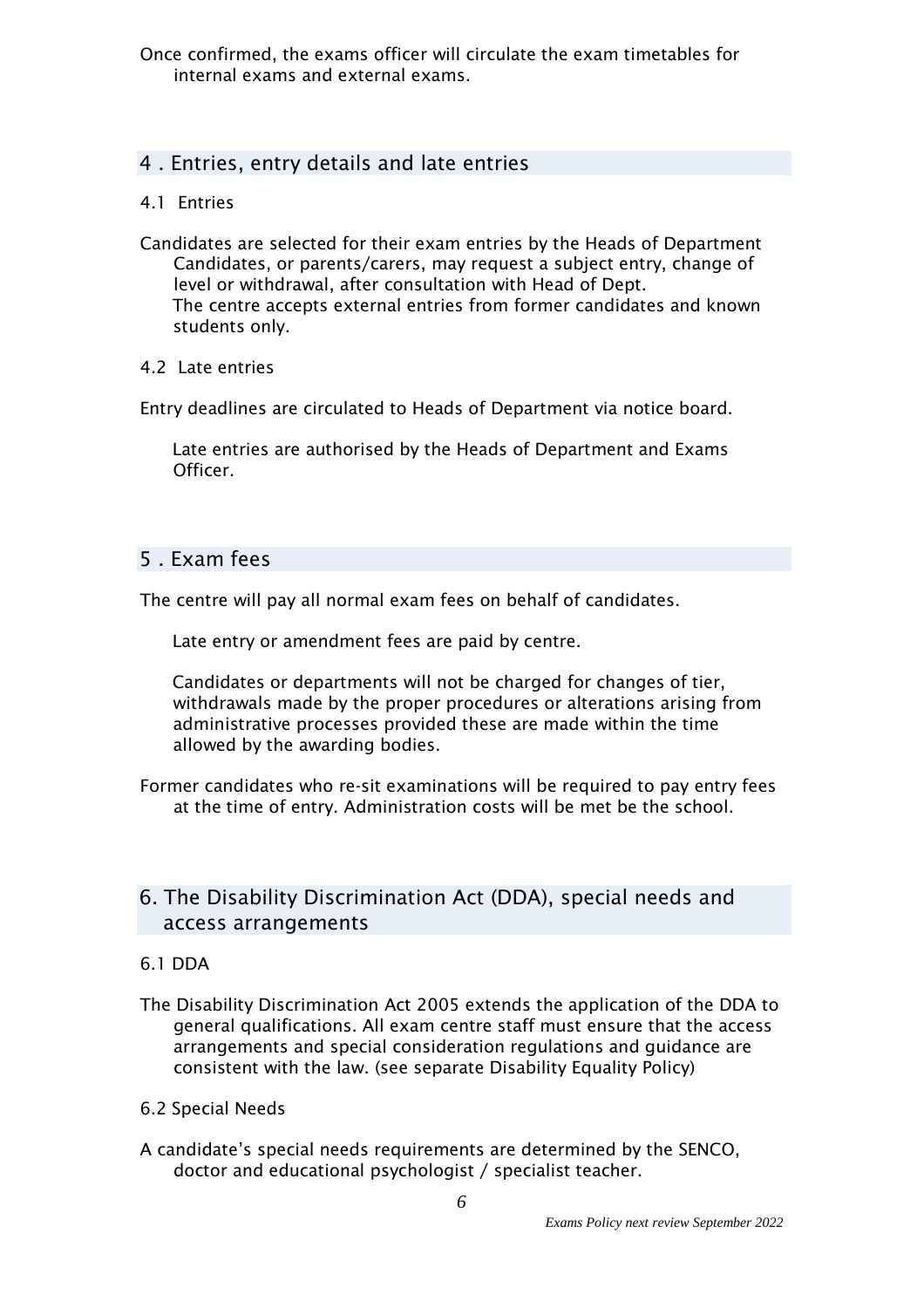Once confirmed, the exams officer will circulate the exam timetables for internal exams and external exams.

## 4 . Entries, entry details and late entries

### 4.1 Entries

Candidates are selected for their exam entries by the Heads of Department Candidates, or parents/carers, may request a subject entry, change of level or withdrawal, after consultation with Head of Dept.
The centre accepts external entries from former candidates and known students only.

### 4.2 Late entries

Entry deadlines are circulated to Heads of Department via notice board.

Late entries are authorised by the Heads of Department and Exams Officer.

## 5 . Exam fees

The centre will pay all normal exam fees on behalf of candidates.

Late entry or amendment fees are paid by centre.

Candidates or departments will not be charged for changes of tier, withdrawals made by the proper procedures or alterations arising from administrative processes provided these are made within the time allowed by the awarding bodies.

Former candidates who re-sit examinations will be required to pay entry fees at the time of entry. Administration costs will be met be the school.

## 6. The Disability Discrimination Act (DDA), special needs and access arrangements

### 6.1 DDA

The Disability Discrimination Act 2005 extends the application of the DDA to general qualifications. All exam centre staff must ensure that the access arrangements and special consideration regulations and guidance are consistent with the law. (see separate Disability Equality Policy)

### 6.2 Special Needs

A candidate's special needs requirements are determined by the SENCO, doctor and educational psychologist / specialist teacher.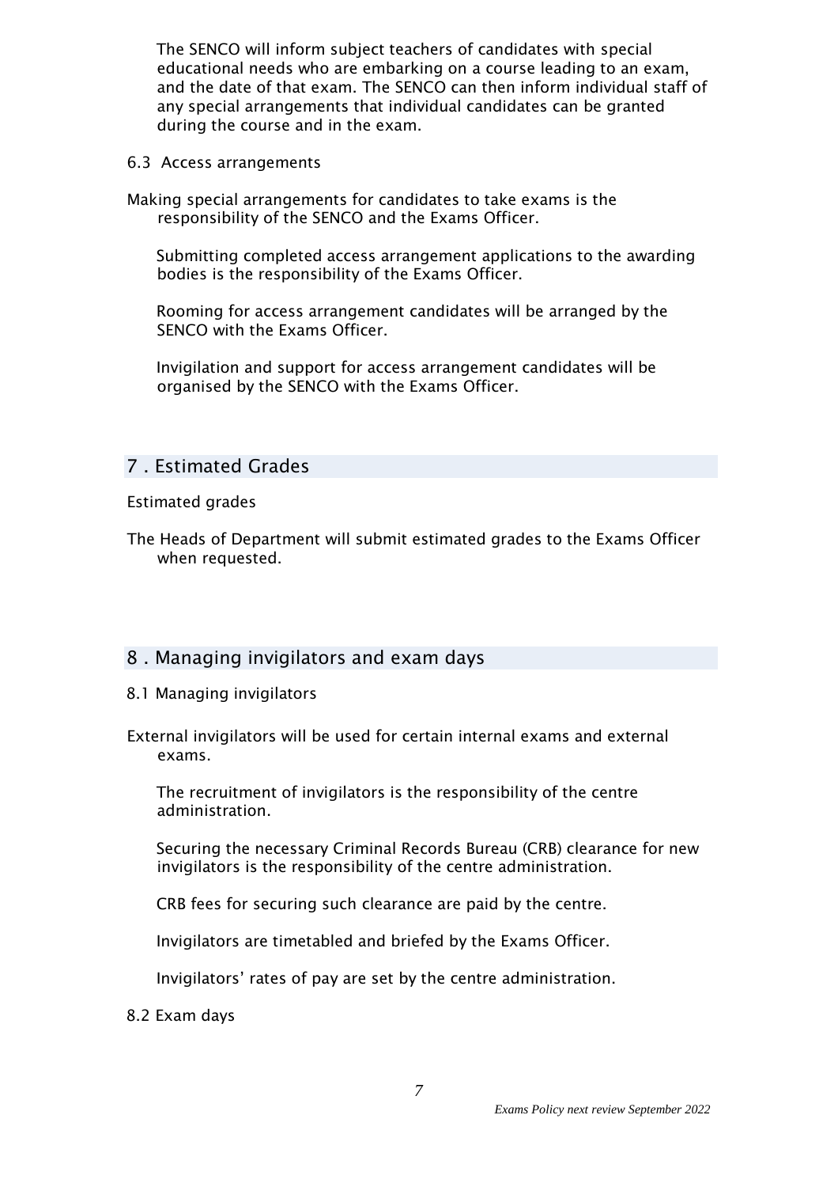The SENCO will inform subject teachers of candidates with special educational needs who are embarking on a course leading to an exam, and the date of that exam. The SENCO can then inform individual staff of any special arrangements that individual candidates can be granted during the course and in the exam.

### 6.3 Access arrangements

Making special arrangements for candidates to take exams is the responsibility of the SENCO and the Exams Officer.

Submitting completed access arrangement applications to the awarding bodies is the responsibility of the Exams Officer.

Rooming for access arrangement candidates will be arranged by the SENCO with the Exams Officer.

Invigilation and support for access arrangement candidates will be organised by the SENCO with the Exams Officer.

## 7 . Estimated Grades

Estimated grades

The Heads of Department will submit estimated grades to the Exams Officer when requested.

## 8 . Managing invigilators and exam days

### 8.1 Managing invigilators

External invigilators will be used for certain internal exams and external exams.

The recruitment of invigilators is the responsibility of the centre administration.

Securing the necessary Criminal Records Bureau (CRB) clearance for new invigilators is the responsibility of the centre administration.

CRB fees for securing such clearance are paid by the centre.

Invigilators are timetabled and briefed by the Exams Officer.

Invigilators' rates of pay are set by the centre administration.

### 8.2 Exam days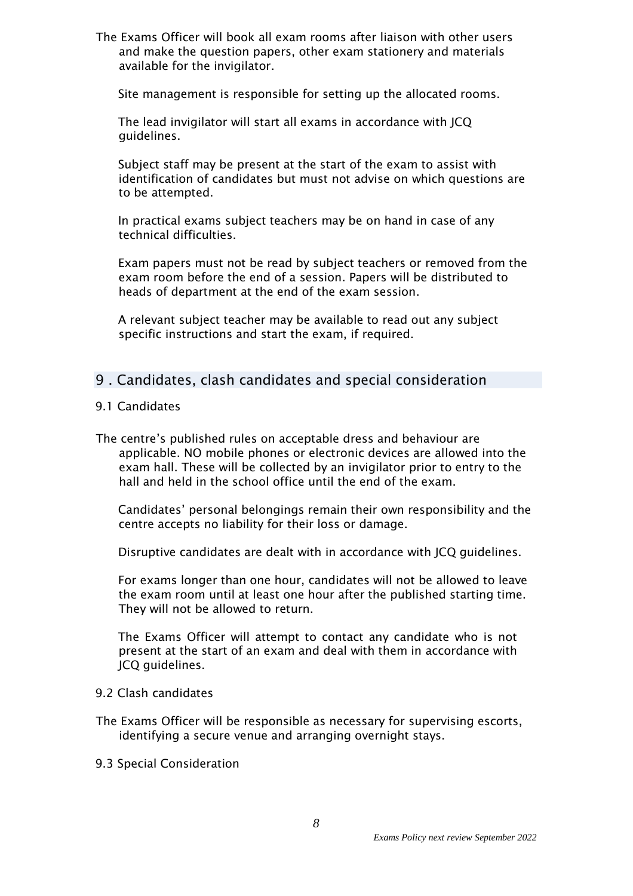The Exams Officer will book all exam rooms after liaison with other users and make the question papers, other exam stationery and materials available for the invigilator.

Site management is responsible for setting up the allocated rooms.

The lead invigilator will start all exams in accordance with JCQ guidelines.

Subject staff may be present at the start of the exam to assist with identification of candidates but must not advise on which questions are to be attempted.

In practical exams subject teachers may be on hand in case of any technical difficulties.

Exam papers must not be read by subject teachers or removed from the exam room before the end of a session. Papers will be distributed to heads of department at the end of the exam session.

A relevant subject teacher may be available to read out any subject specific instructions and start the exam, if required.

## 9 . Candidates, clash candidates and special consideration

### 9.1 Candidates

The centre's published rules on acceptable dress and behaviour are applicable. NO mobile phones or electronic devices are allowed into the exam hall. These will be collected by an invigilator prior to entry to the hall and held in the school office until the end of the exam.

Candidates' personal belongings remain their own responsibility and the centre accepts no liability for their loss or damage.

Disruptive candidates are dealt with in accordance with JCQ guidelines.

For exams longer than one hour, candidates will not be allowed to leave the exam room until at least one hour after the published starting time. They will not be allowed to return.

The Exams Officer will attempt to contact any candidate who is not present at the start of an exam and deal with them in accordance with JCQ guidelines.

### 9.2 Clash candidates

The Exams Officer will be responsible as necessary for supervising escorts, identifying a secure venue and arranging overnight stays.

### 9.3 Special Consideration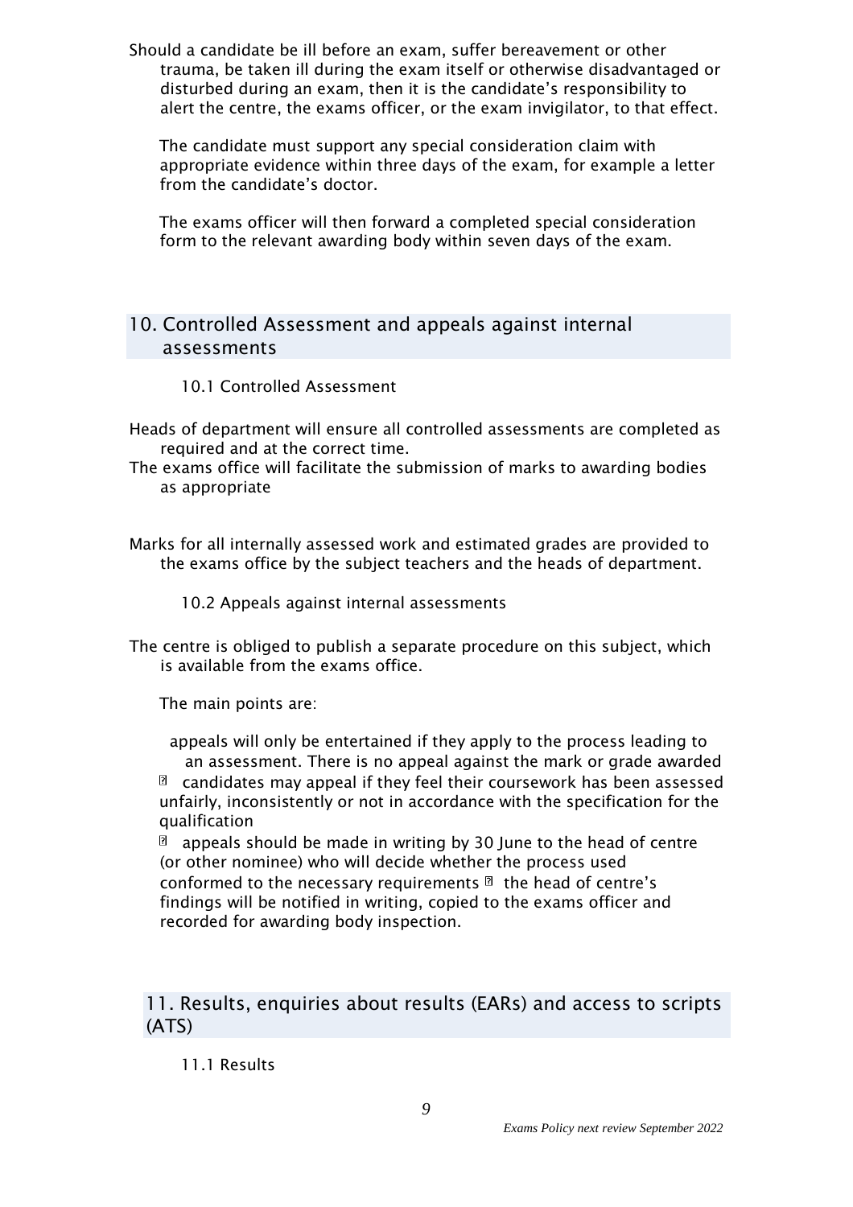Should a candidate be ill before an exam, suffer bereavement or other trauma, be taken ill during the exam itself or otherwise disadvantaged or disturbed during an exam, then it is the candidate's responsibility to alert the centre, the exams officer, or the exam invigilator, to that effect.

The candidate must support any special consideration claim with appropriate evidence within three days of the exam, for example a letter from the candidate's doctor.

The exams officer will then forward a completed special consideration form to the relevant awarding body within seven days of the exam.

## 10. Controlled Assessment and appeals against internal assessments

### 10.1 Controlled Assessment

Heads of department will ensure all controlled assessments are completed as required and at the correct time.

The exams office will facilitate the submission of marks to awarding bodies as appropriate

Marks for all internally assessed work and estimated grades are provided to the exams office by the subject teachers and the heads of department.

### 10.2 Appeals against internal assessments

The centre is obliged to publish a separate procedure on this subject, which is available from the exams office.

The main points are:

- appeals will only be entertained if they apply to the process leading to an assessment. There is no appeal against the mark or grade awarded
- candidates may appeal if they feel their coursework has been assessed unfairly, inconsistently or not in accordance with the specification for the qualification
- appeals should be made in writing by 30 June to the head of centre (or other nominee) who will decide whether the process used conformed to the necessary requirements
- the head of centre's findings will be notified in writing, copied to the exams officer and recorded for awarding body inspection.

## 11. Results, enquiries about results (EARs) and access to scripts (ATS)

### 11.1 Results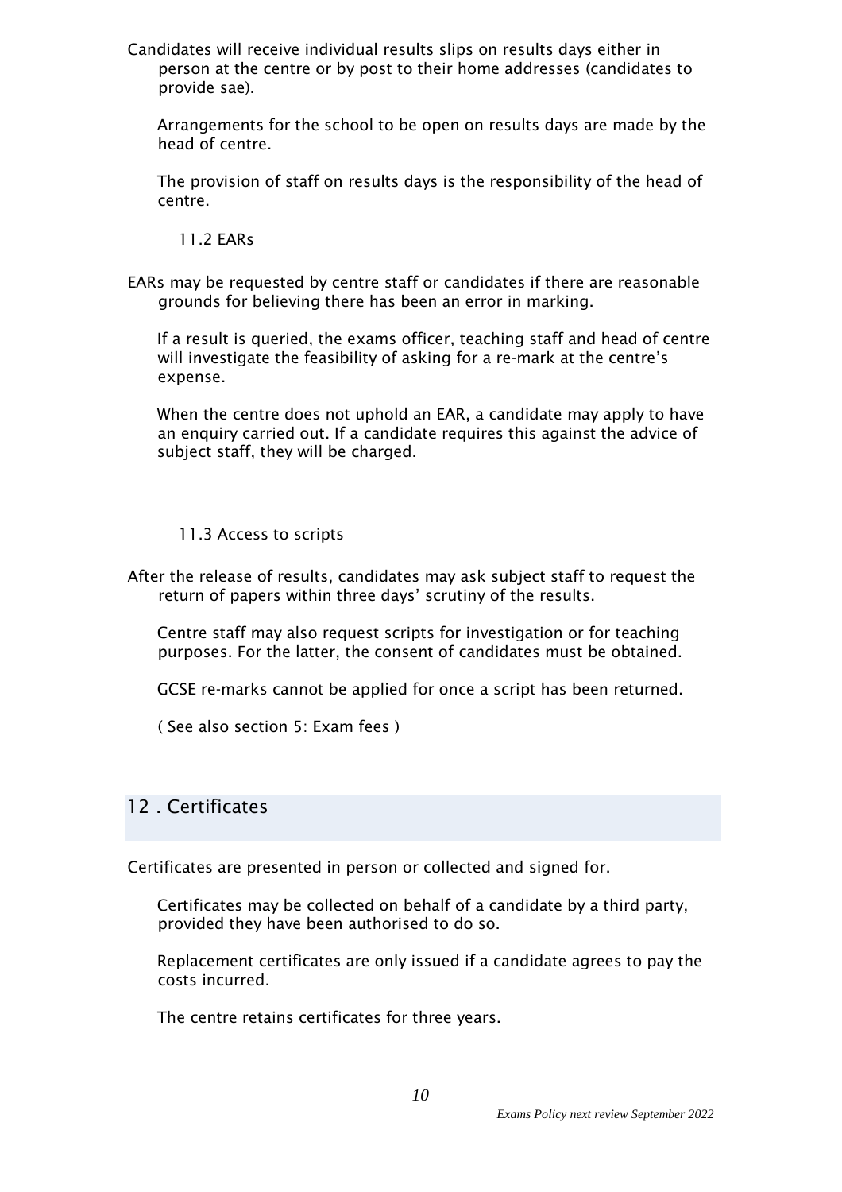Candidates will receive individual results slips on results days either in person at the centre or by post to their home addresses (candidates to provide sae).

Arrangements for the school to be open on results days are made by the head of centre.

The provision of staff on results days is the responsibility of the head of centre.

### 11.2 EARs

EARs may be requested by centre staff or candidates if there are reasonable grounds for believing there has been an error in marking.

If a result is queried, the exams officer, teaching staff and head of centre will investigate the feasibility of asking for a re-mark at the centre's expense.

When the centre does not uphold an EAR, a candidate may apply to have an enquiry carried out. If a candidate requires this against the advice of subject staff, they will be charged.

### 11.3 Access to scripts

After the release of results, candidates may ask subject staff to request the return of papers within three days' scrutiny of the results.

Centre staff may also request scripts for investigation or for teaching purposes. For the latter, the consent of candidates must be obtained.

GCSE re-marks cannot be applied for once a script has been returned.

( See also section 5: Exam fees )

## 12 . Certificates

Certificates are presented in person or collected and signed for.

Certificates may be collected on behalf of a candidate by a third party, provided they have been authorised to do so.

Replacement certificates are only issued if a candidate agrees to pay the costs incurred.

The centre retains certificates for three years.